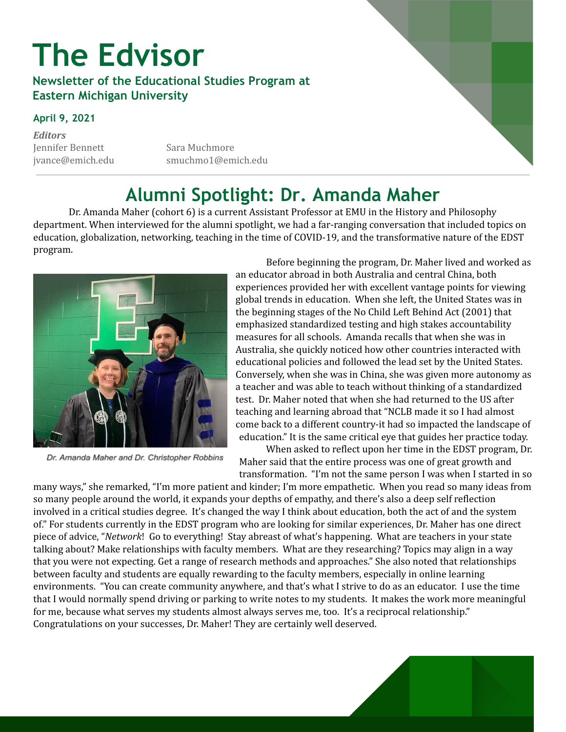# The Edvisor

**Newsletter of the Educational Studies Program at Eastern Michigan University**

**April 9, 2021**

***Editors***

Jennifer Bennett
jvance@emich.edu

Sara Muchmore
smuchmo1@emich.edu

---

## Alumni Spotlight: Dr. Amanda Maher

Dr. Amanda Maher (cohort 6) is a current Assistant Professor at EMU in the History and Philosophy department. When interviewed for the alumni spotlight, we had a far-ranging conversation that included topics on education, globalization, networking, teaching in the time of COVID-19, and the transformative nature of the EDST program.

*Dr. Amanda Maher and Dr. Christopher Robbins*

Before beginning the program, Dr. Maher lived and worked as an educator abroad in both Australia and central China, both experiences provided her with excellent vantage points for viewing global trends in education. When she left, the United States was in the beginning stages of the No Child Left Behind Act (2001) that emphasized standardized testing and high stakes accountability measures for all schools. Amanda recalls that when she was in Australia, she quickly noticed how other countries interacted with educational policies and followed the lead set by the United States. Conversely, when she was in China, she was given more autonomy as a teacher and was able to teach without thinking of a standardized test. Dr. Maher noted that when she had returned to the US after teaching and learning abroad that "NCLB made it so I had almost come back to a different country-it had so impacted the landscape of education." It is the same critical eye that guides her practice today.

When asked to reflect upon her time in the EDST program, Dr. Maher said that the entire process was one of great growth and transformation. "I'm not the same person I was when I started in so many ways," she remarked, "I'm more patient and kinder; I'm more empathetic. When you read so many ideas from so many people around the world, it expands your depths of empathy, and there's also a deep self reflection involved in a critical studies degree. It's changed the way I think about education, both the act of and the system of." For students currently in the EDST program who are looking for similar experiences, Dr. Maher has one direct piece of advice, "*Network*! Go to everything! Stay abreast of what's happening. What are teachers in your state talking about? Make relationships with faculty members. What are they researching? Topics may align in a way that you were not expecting. Get a range of research methods and approaches." She also noted that relationships between faculty and students are equally rewarding to the faculty members, especially in online learning environments. "You can create community anywhere, and that's what I strive to do as an educator. I use the time that I would normally spend driving or parking to write notes to my students. It makes the work more meaningful for me, because what serves my students almost always serves me, too. It's a reciprocal relationship." Congratulations on your successes, Dr. Maher! They are certainly well deserved.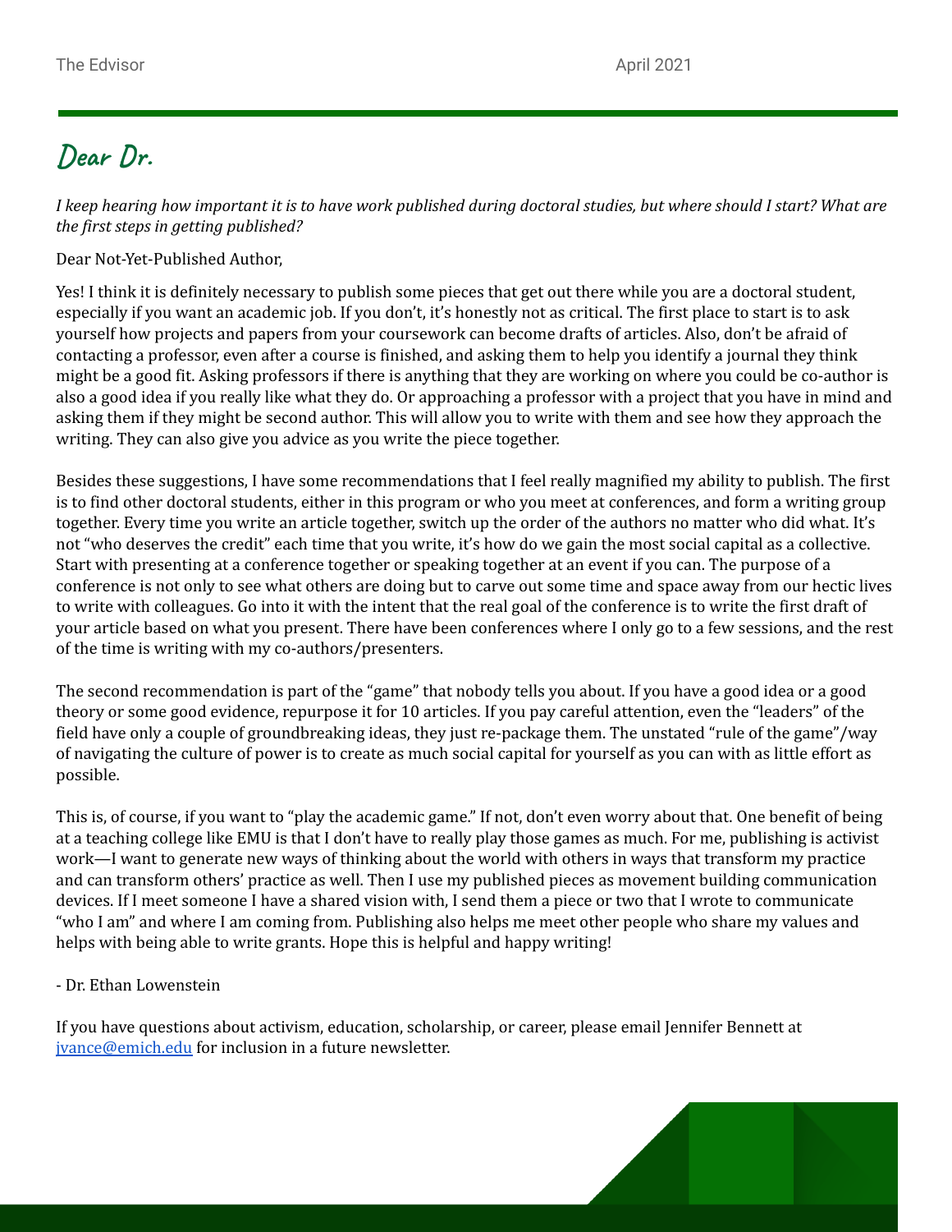# Dear Dr.

*I keep hearing how important it is to have work published during doctoral studies, but where should I start? What are the first steps in getting published?*

Dear Not-Yet-Published Author,

Yes! I think it is definitely necessary to publish some pieces that get out there while you are a doctoral student, especially if you want an academic job. If you don't, it's honestly not as critical. The first place to start is to ask yourself how projects and papers from your coursework can become drafts of articles. Also, don't be afraid of contacting a professor, even after a course is finished, and asking them to help you identify a journal they think might be a good fit. Asking professors if there is anything that they are working on where you could be co-author is also a good idea if you really like what they do. Or approaching a professor with a project that you have in mind and asking them if they might be second author. This will allow you to write with them and see how they approach the writing. They can also give you advice as you write the piece together.

Besides these suggestions, I have some recommendations that I feel really magnified my ability to publish. The first is to find other doctoral students, either in this program or who you meet at conferences, and form a writing group together. Every time you write an article together, switch up the order of the authors no matter who did what. It's not "who deserves the credit" each time that you write, it's how do we gain the most social capital as a collective. Start with presenting at a conference together or speaking together at an event if you can. The purpose of a conference is not only to see what others are doing but to carve out some time and space away from our hectic lives to write with colleagues. Go into it with the intent that the real goal of the conference is to write the first draft of your article based on what you present. There have been conferences where I only go to a few sessions, and the rest of the time is writing with my co-authors/presenters.

The second recommendation is part of the "game" that nobody tells you about. If you have a good idea or a good theory or some good evidence, repurpose it for 10 articles. If you pay careful attention, even the "leaders" of the field have only a couple of groundbreaking ideas, they just re-package them. The unstated "rule of the game"/way of navigating the culture of power is to create as much social capital for yourself as you can with as little effort as possible.

This is, of course, if you want to "play the academic game." If not, don't even worry about that. One benefit of being at a teaching college like EMU is that I don't have to really play those games as much. For me, publishing is activist work—I want to generate new ways of thinking about the world with others in ways that transform my practice and can transform others' practice as well. Then I use my published pieces as movement building communication devices. If I meet someone I have a shared vision with, I send them a piece or two that I wrote to communicate "who I am" and where I am coming from. Publishing also helps me meet other people who share my values and helps with being able to write grants. Hope this is helpful and happy writing!

- Dr. Ethan Lowenstein

If you have questions about activism, education, scholarship, or career, please email Jennifer Bennett at [jvance@emich.edu](mailto:jvance@emich.edu) for inclusion in a future newsletter.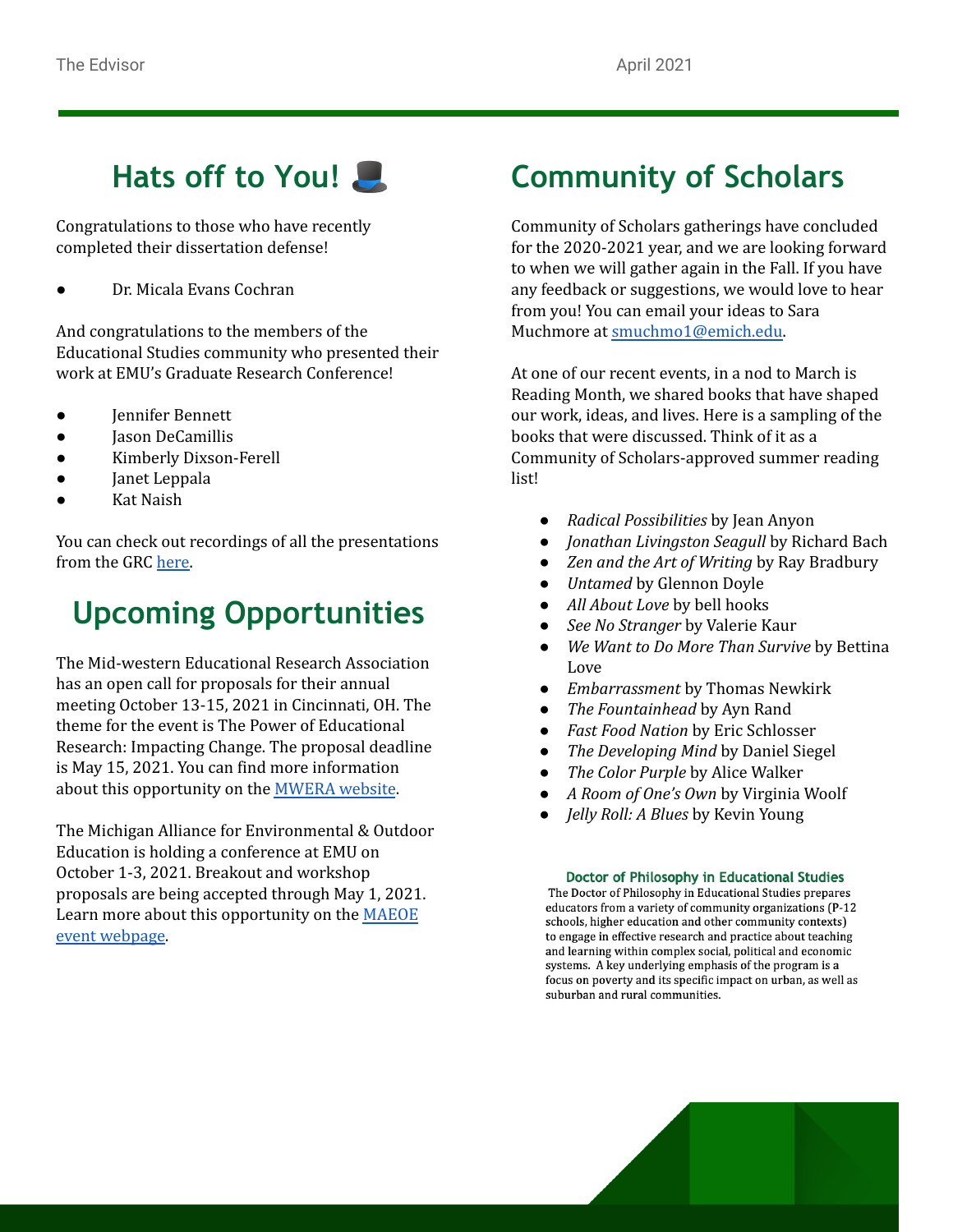## Hats off to You! 🎩

Congratulations to those who have recently completed their dissertation defense!

- Dr. Micala Evans Cochran

And congratulations to the members of the Educational Studies community who presented their work at EMU's Graduate Research Conference!

- Jennifer Bennett
- Jason DeCamillis
- Kimberly Dixson-Ferell
- Janet Leppala
- Kat Naish

You can check out recordings of all the presentations from the GRC here.

## Upcoming Opportunities

The Mid-western Educational Research Association has an open call for proposals for their annual meeting October 13-15, 2021 in Cincinnati, OH. The theme for the event is The Power of Educational Research: Impacting Change. The proposal deadline is May 15, 2021. You can find more information about this opportunity on the MWERA website.

The Michigan Alliance for Environmental & Outdoor Education is holding a conference at EMU on October 1-3, 2021. Breakout and workshop proposals are being accepted through May 1, 2021. Learn more about this opportunity on the MAEOE event webpage.

## Community of Scholars

Community of Scholars gatherings have concluded for the 2020-2021 year, and we are looking forward to when we will gather again in the Fall. If you have any feedback or suggestions, we would love to hear from you! You can email your ideas to Sara Muchmore at smuchmo1@emich.edu.

At one of our recent events, in a nod to March is Reading Month, we shared books that have shaped our work, ideas, and lives. Here is a sampling of the books that were discussed. Think of it as a Community of Scholars-approved summer reading list!

- *Radical Possibilities* by Jean Anyon
- *Jonathan Livingston Seagull* by Richard Bach
- *Zen and the Art of Writing* by Ray Bradbury
- *Untamed* by Glennon Doyle
- *All About Love* by bell hooks
- *See No Stranger* by Valerie Kaur
- *We Want to Do More Than Survive* by Bettina Love
- *Embarrassment* by Thomas Newkirk
- *The Fountainhead* by Ayn Rand
- *Fast Food Nation* by Eric Schlosser
- *The Developing Mind* by Daniel Siegel
- *The Color Purple* by Alice Walker
- *A Room of One's Own* by Virginia Woolf
- *Jelly Roll: A Blues* by Kevin Young

**Doctor of Philosophy in Educational Studies**

The Doctor of Philosophy in Educational Studies prepares educators from a variety of community organizations (P-12 schools, higher education and other community contexts) to engage in effective research and practice about teaching and learning within complex social, political and economic systems. A key underlying emphasis of the program is a focus on poverty and its specific impact on urban, as well as suburban and rural communities.